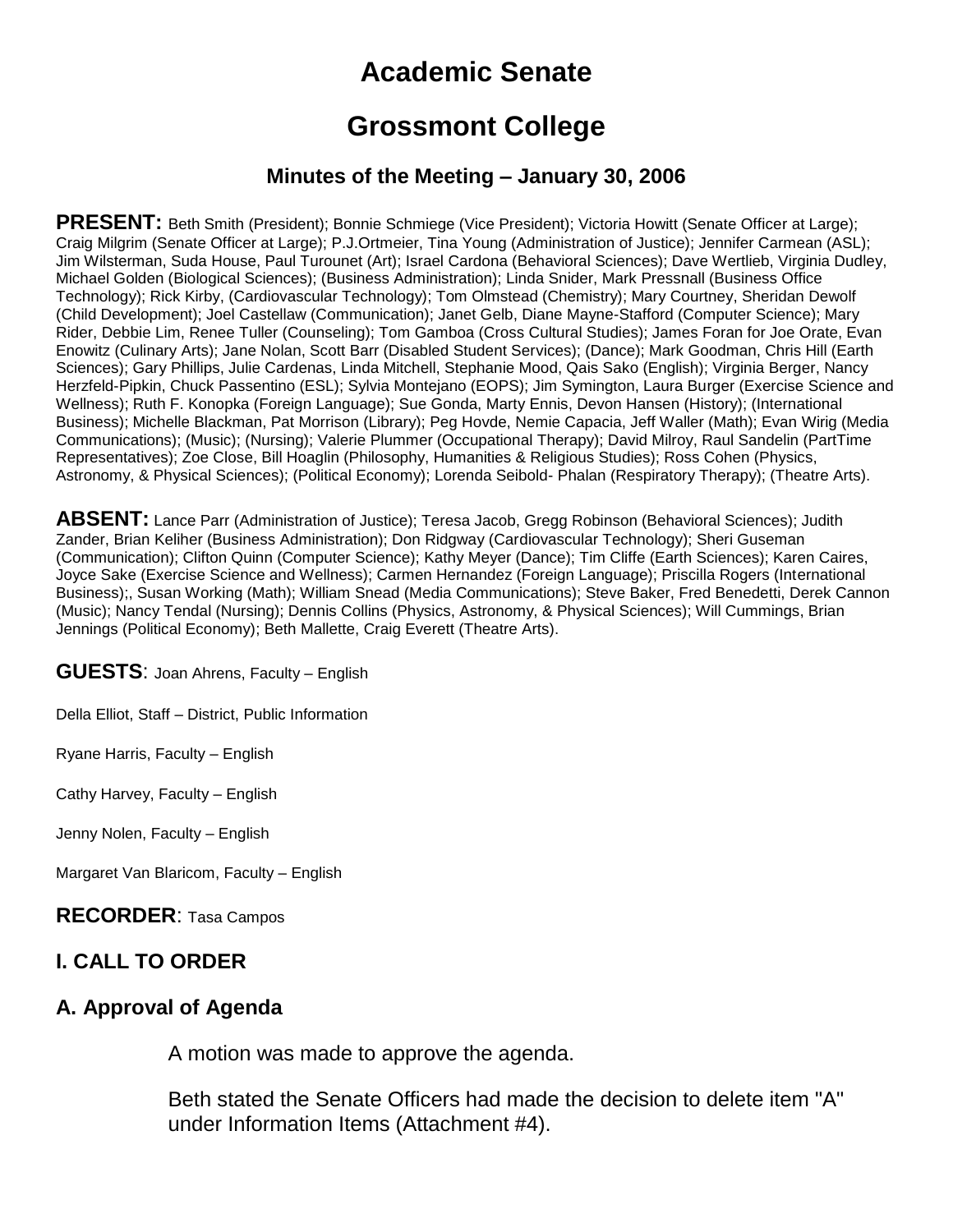# Academic Senate

# Grossmont College

### Minutes of the Meeting – January 30, 2006

**PRESENT:** Beth Smith (President); Bonnie Schmiege (Vice President); Victoria Howitt (Senate Officer at Large); Craig Milgrim (Senate Officer at Large); P.J.Ortmeier, Tina Young (Administration of Justice); Jennifer Carmean (ASL); Jim Wilsterman, Suda House, Paul Turounet (Art); Israel Cardona (Behavioral Sciences); Dave Wertlieb, Virginia Dudley, Michael Golden (Biological Sciences); (Business Administration); Linda Snider, Mark Pressnall (Business Office Technology); Rick Kirby, (Cardiovascular Technology); Tom Olmstead (Chemistry); Mary Courtney, Sheridan Dewolf (Child Development); Joel Castellaw (Communication); Janet Gelb, Diane Mayne-Stafford (Computer Science); Mary Rider, Debbie Lim, Renee Tuller (Counseling); Tom Gamboa (Cross Cultural Studies); James Foran for Joe Orate, Evan Enowitz (Culinary Arts); Jane Nolan, Scott Barr (Disabled Student Services); (Dance); Mark Goodman, Chris Hill (Earth Sciences); Gary Phillips, Julie Cardenas, Linda Mitchell, Stephanie Mood, Qais Sako (English); Virginia Berger, Nancy Herzfeld-Pipkin, Chuck Passentino (ESL); Sylvia Montejano (EOPS); Jim Symington, Laura Burger (Exercise Science and Wellness); Ruth F. Konopka (Foreign Language); Sue Gonda, Marty Ennis, Devon Hansen (History); (International Business); Michelle Blackman, Pat Morrison (Library); Peg Hovde, Nemie Capacia, Jeff Waller (Math); Evan Wirig (Media Communications); (Music); (Nursing); Valerie Plummer (Occupational Therapy); David Milroy, Raul Sandelin (PartTime Representatives); Zoe Close, Bill Hoaglin (Philosophy, Humanities & Religious Studies); Ross Cohen (Physics, Astronomy, & Physical Sciences); (Political Economy); Lorenda Seibold- Phalan (Respiratory Therapy); (Theatre Arts).

**ABSENT:** Lance Parr (Administration of Justice); Teresa Jacob, Gregg Robinson (Behavioral Sciences); Judith Zander, Brian Keliher (Business Administration); Don Ridgway (Cardiovascular Technology); Sheri Guseman (Communication); Clifton Quinn (Computer Science); Kathy Meyer (Dance); Tim Cliffe (Earth Sciences); Karen Caires, Joyce Sake (Exercise Science and Wellness); Carmen Hernandez (Foreign Language); Priscilla Rogers (International Business);, Susan Working (Math); William Snead (Media Communications); Steve Baker, Fred Benedetti, Derek Cannon (Music); Nancy Tendal (Nursing); Dennis Collins (Physics, Astronomy, & Physical Sciences); Will Cummings, Brian Jennings (Political Economy); Beth Mallette, Craig Everett (Theatre Arts).

**GUESTS**: Joan Ahrens, Faculty – English

Della Elliot, Staff – District, Public Information

Ryane Harris, Faculty – English

Cathy Harvey, Faculty – English

Jenny Nolen, Faculty – English

Margaret Van Blaricom, Faculty – English

**RECORDER**: Tasa Campos

## I. CALL TO ORDER

## A. Approval of Agenda

A motion was made to approve the agenda.

Beth stated the Senate Officers had made the decision to delete item "A" under Information Items (Attachment #4).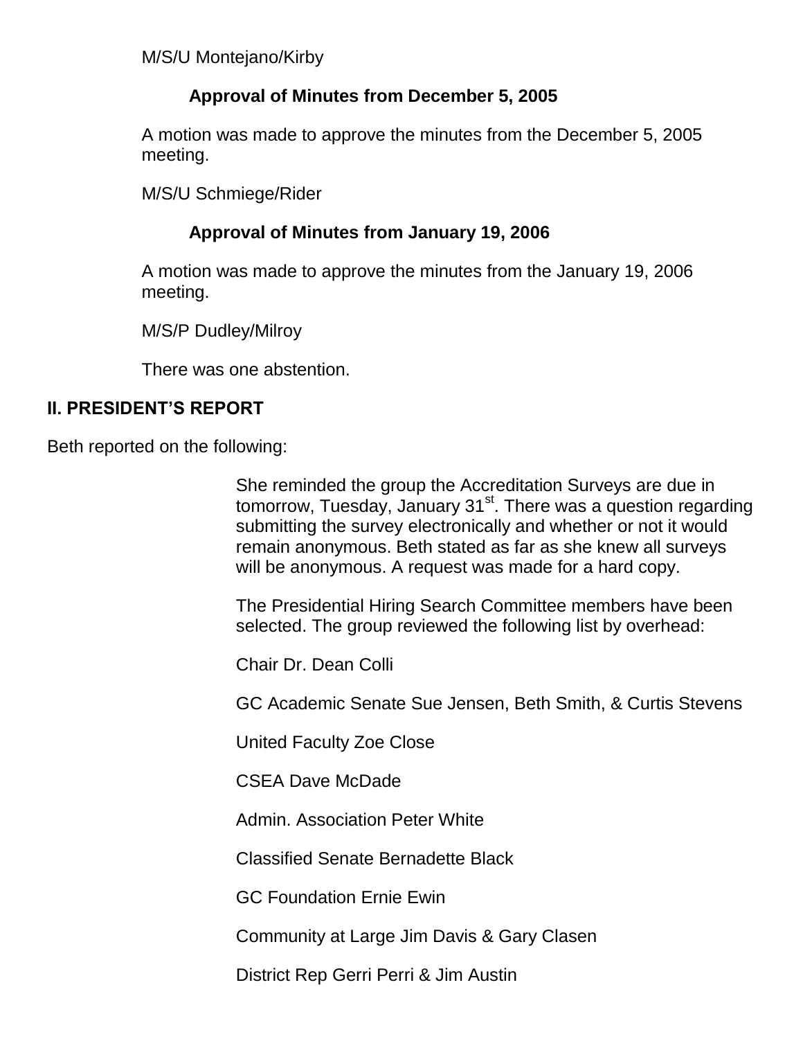M/S/U Montejano/Kirby

**Approval of Minutes from December 5, 2005**

A motion was made to approve the minutes from the December 5, 2005 meeting.

M/S/U Schmiege/Rider

**Approval of Minutes from January 19, 2006**

A motion was made to approve the minutes from the January 19, 2006 meeting.

M/S/P Dudley/Milroy

There was one abstention.

## II. PRESIDENT'S REPORT

Beth reported on the following:

She reminded the group the Accreditation Surveys are due in tomorrow, Tuesday, January 31st. There was a question regarding submitting the survey electronically and whether or not it would remain anonymous. Beth stated as far as she knew all surveys will be anonymous. A request was made for a hard copy.

The Presidential Hiring Search Committee members have been selected. The group reviewed the following list by overhead:

Chair Dr. Dean Colli

GC Academic Senate Sue Jensen, Beth Smith, & Curtis Stevens

United Faculty Zoe Close

CSEA Dave McDade

Admin. Association Peter White

Classified Senate Bernadette Black

GC Foundation Ernie Ewin

Community at Large Jim Davis & Gary Clasen

District Rep Gerri Perri & Jim Austin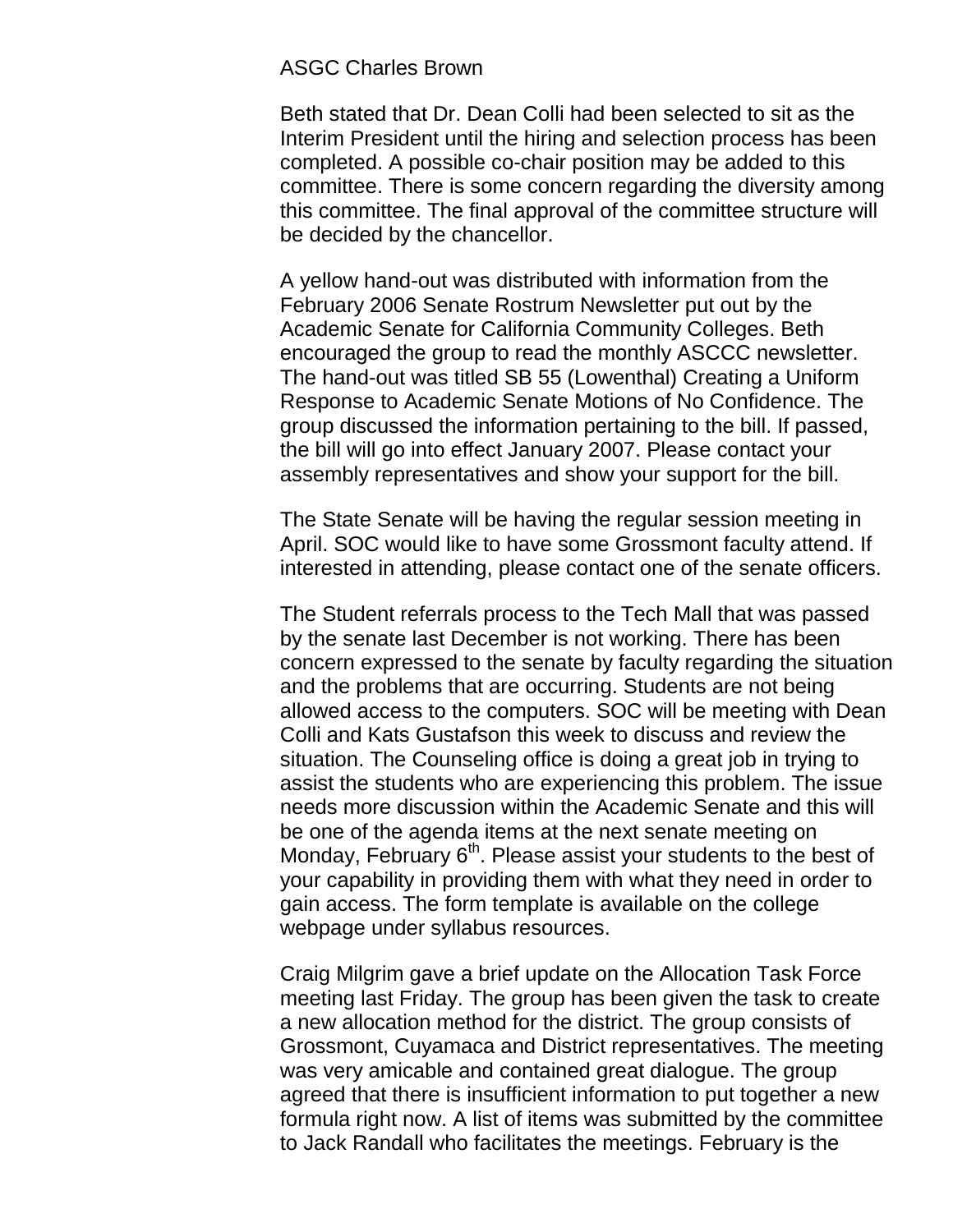ASGC Charles Brown

Beth stated that Dr. Dean Colli had been selected to sit as the Interim President until the hiring and selection process has been completed. A possible co-chair position may be added to this committee. There is some concern regarding the diversity among this committee. The final approval of the committee structure will be decided by the chancellor.

A yellow hand-out was distributed with information from the February 2006 Senate Rostrum Newsletter put out by the Academic Senate for California Community Colleges. Beth encouraged the group to read the monthly ASCCC newsletter. The hand-out was titled SB 55 (Lowenthal) Creating a Uniform Response to Academic Senate Motions of No Confidence. The group discussed the information pertaining to the bill. If passed, the bill will go into effect January 2007. Please contact your assembly representatives and show your support for the bill.

The State Senate will be having the regular session meeting in April. SOC would like to have some Grossmont faculty attend. If interested in attending, please contact one of the senate officers.

The Student referrals process to the Tech Mall that was passed by the senate last December is not working. There has been concern expressed to the senate by faculty regarding the situation and the problems that are occurring. Students are not being allowed access to the computers. SOC will be meeting with Dean Colli and Kats Gustafson this week to discuss and review the situation. The Counseling office is doing a great job in trying to assist the students who are experiencing this problem. The issue needs more discussion within the Academic Senate and this will be one of the agenda items at the next senate meeting on Monday, February 6th. Please assist your students to the best of your capability in providing them with what they need in order to gain access. The form template is available on the college webpage under syllabus resources.

Craig Milgrim gave a brief update on the Allocation Task Force meeting last Friday. The group has been given the task to create a new allocation method for the district. The group consists of Grossmont, Cuyamaca and District representatives. The meeting was very amicable and contained great dialogue. The group agreed that there is insufficient information to put together a new formula right now. A list of items was submitted by the committee to Jack Randall who facilitates the meetings. February is the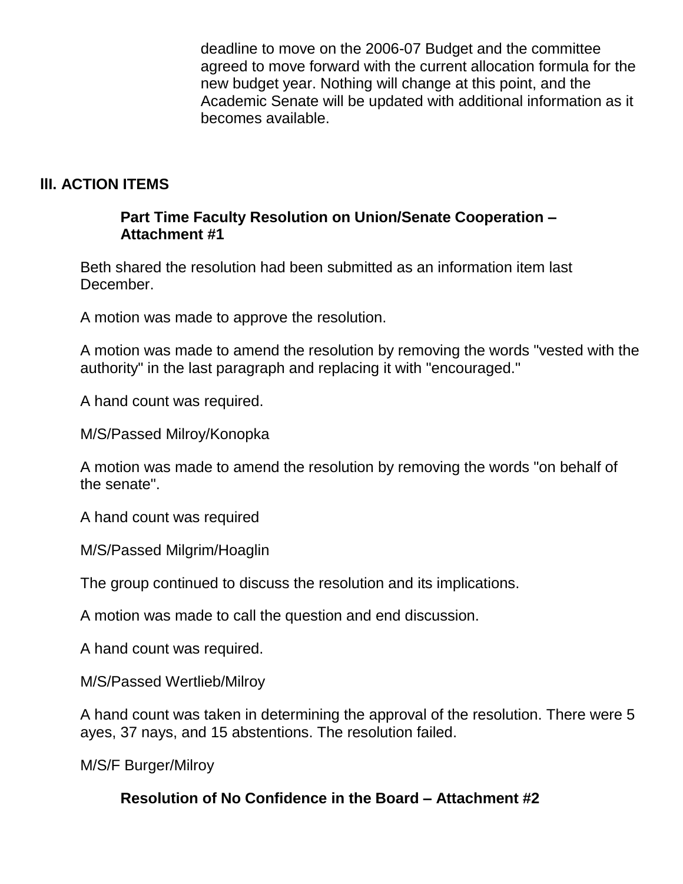deadline to move on the 2006-07 Budget and the committee agreed to move forward with the current allocation formula for the new budget year. Nothing will change at this point, and the Academic Senate will be updated with additional information as it becomes available.

## III. ACTION ITEMS

### Part Time Faculty Resolution on Union/Senate Cooperation – Attachment #1

Beth shared the resolution had been submitted as an information item last December.

A motion was made to approve the resolution.

A motion was made to amend the resolution by removing the words "vested with the authority" in the last paragraph and replacing it with "encouraged."

A hand count was required.

M/S/Passed Milroy/Konopka

A motion was made to amend the resolution by removing the words "on behalf of the senate".

A hand count was required

M/S/Passed Milgrim/Hoaglin

The group continued to discuss the resolution and its implications.

A motion was made to call the question and end discussion.

A hand count was required.

M/S/Passed Wertlieb/Milroy

A hand count was taken in determining the approval of the resolution. There were 5 ayes, 37 nays, and 15 abstentions. The resolution failed.

M/S/F Burger/Milroy

### Resolution of No Confidence in the Board – Attachment #2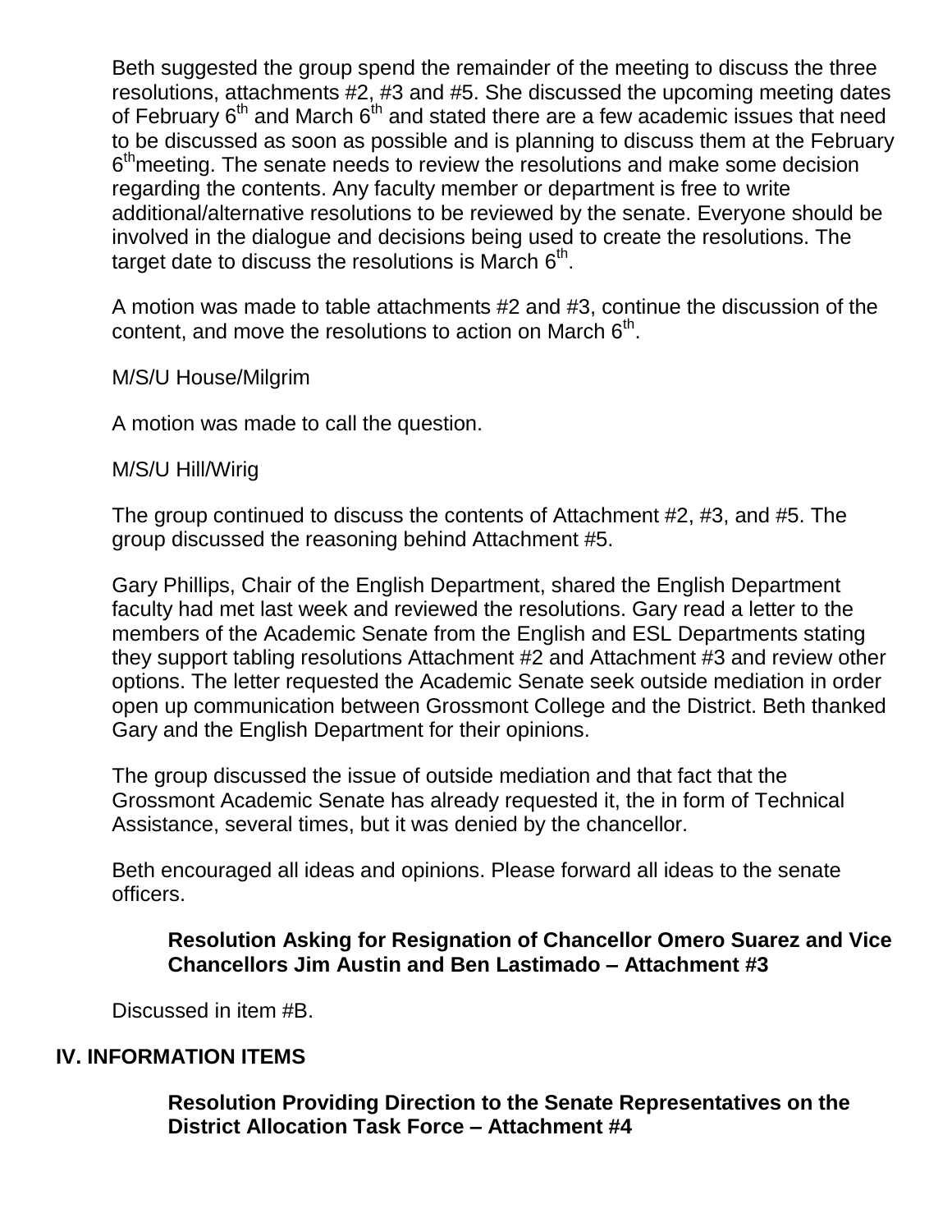Beth suggested the group spend the remainder of the meeting to discuss the three resolutions, attachments #2, #3 and #5. She discussed the upcoming meeting dates of February 6th and March 6th and stated there are a few academic issues that need to be discussed as soon as possible and is planning to discuss them at the February 6thmeeting. The senate needs to review the resolutions and make some decision regarding the contents. Any faculty member or department is free to write additional/alternative resolutions to be reviewed by the senate. Everyone should be involved in the dialogue and decisions being used to create the resolutions. The target date to discuss the resolutions is March 6th.

A motion was made to table attachments #2 and #3, continue the discussion of the content, and move the resolutions to action on March 6th.

M/S/U House/Milgrim

A motion was made to call the question.

M/S/U Hill/Wirig

The group continued to discuss the contents of Attachment #2, #3, and #5. The group discussed the reasoning behind Attachment #5.

Gary Phillips, Chair of the English Department, shared the English Department faculty had met last week and reviewed the resolutions. Gary read a letter to the members of the Academic Senate from the English and ESL Departments stating they support tabling resolutions Attachment #2 and Attachment #3 and review other options. The letter requested the Academic Senate seek outside mediation in order open up communication between Grossmont College and the District. Beth thanked Gary and the English Department for their opinions.

The group discussed the issue of outside mediation and that fact that the Grossmont Academic Senate has already requested it, the in form of Technical Assistance, several times, but it was denied by the chancellor.

Beth encouraged all ideas and opinions. Please forward all ideas to the senate officers.

**Resolution Asking for Resignation of Chancellor Omero Suarez and Vice Chancellors Jim Austin and Ben Lastimado – Attachment #3**

Discussed in item #B.

## IV. INFORMATION ITEMS

**Resolution Providing Direction to the Senate Representatives on the District Allocation Task Force – Attachment #4**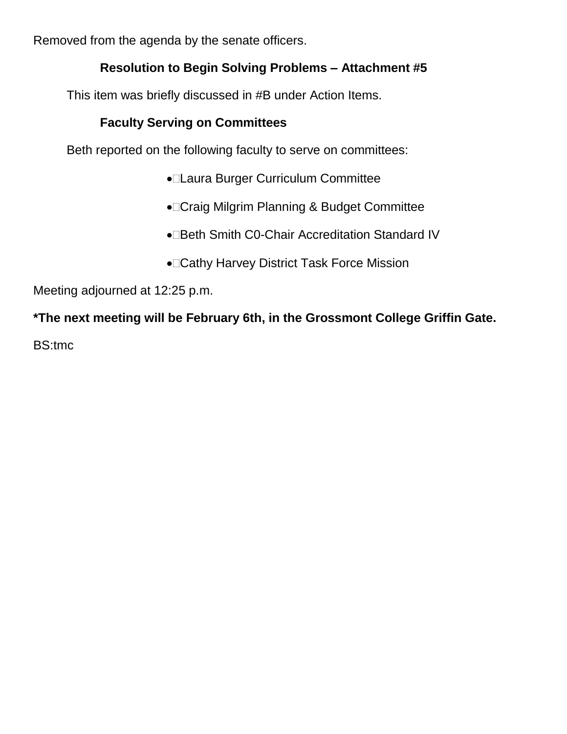Removed from the agenda by the senate officers.

**Resolution to Begin Solving Problems – Attachment #5**

This item was briefly discussed in #B under Action Items.

**Faculty Serving on Committees**

Beth reported on the following faculty to serve on committees:

- Laura Burger Curriculum Committee
- Craig Milgrim Planning & Budget Committee
- Beth Smith C0-Chair Accreditation Standard IV
- Cathy Harvey District Task Force Mission

Meeting adjourned at 12:25 p.m.

**\*The next meeting will be February 6th, in the Grossmont College Griffin Gate.**

BS:tmc